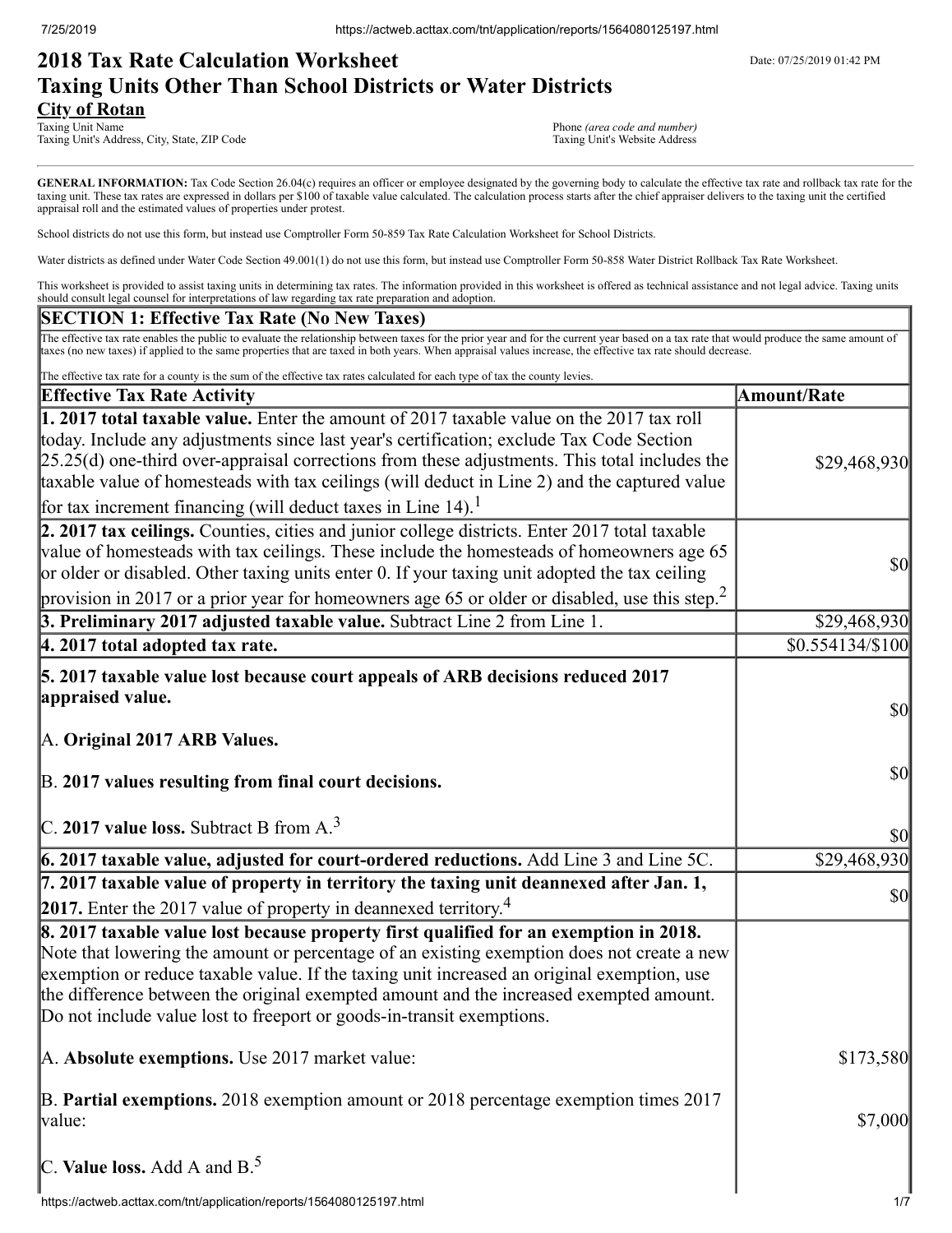# 2018 Tax Rate Calculation Worksheet
# Taxing Units Other Than School Districts or Water Districts

Date: 07/25/2019 01:42 PM

**City of Rotan**
Taxing Unit Name
Taxing Unit's Address, City, State, ZIP Code

Phone *(area code and number)*
Taxing Unit's Website Address

**GENERAL INFORMATION:** Tax Code Section 26.04(c) requires an officer or employee designated by the governing body to calculate the effective tax rate and rollback tax rate for the taxing unit. These tax rates are expressed in dollars per $100 of taxable value calculated. The calculation process starts after the chief appraiser delivers to the taxing unit the certified appraisal roll and the estimated values of properties under protest.

School districts do not use this form, but instead use Comptroller Form 50-859 Tax Rate Calculation Worksheet for School Districts.

Water districts as defined under Water Code Section 49.001(1) do not use this form, but instead use Comptroller Form 50-858 Water District Rollback Tax Rate Worksheet.

This worksheet is provided to assist taxing units in determining tax rates. The information provided in this worksheet is offered as technical assistance and not legal advice. Taxing units should consult legal counsel for interpretations of law regarding tax rate preparation and adoption.

## SECTION 1: Effective Tax Rate (No New Taxes)

The effective tax rate enables the public to evaluate the relationship between taxes for the prior year and for the current year based on a tax rate that would produce the same amount of taxes (no new taxes) if applied to the same properties that are taxed in both years. When appraisal values increase, the effective tax rate should decrease.

The effective tax rate for a county is the sum of the effective tax rates calculated for each type of tax the county levies.

| Effective Tax Rate Activity | Amount/Rate |
|---|---|
| **1. 2017 total taxable value.** Enter the amount of 2017 taxable value on the 2017 tax roll today. Include any adjustments since last year's certification; exclude Tax Code Section 25.25(d) one-third over-appraisal corrections from these adjustments. This total includes the taxable value of homesteads with tax ceilings (will deduct in Line 2) and the captured value for tax increment financing (will deduct taxes in Line 14).[1] | $29,468,930 |
| **2. 2017 tax ceilings.** Counties, cities and junior college districts. Enter 2017 total taxable value of homesteads with tax ceilings. These include the homesteads of homeowners age 65 or older or disabled. Other taxing units enter 0. If your taxing unit adopted the tax ceiling provision in 2017 or a prior year for homeowners age 65 or older or disabled, use this step.[2] | $0 |
| **3. Preliminary 2017 adjusted taxable value.** Subtract Line 2 from Line 1. | $29,468,930 |
| **4. 2017 total adopted tax rate.** | $0.554134/$100 |
| **5. 2017 taxable value lost because court appeals of ARB decisions reduced 2017 appraised value.** | |
| A. **Original 2017 ARB Values.** | $0 |
| B. **2017 values resulting from final court decisions.** | $0 |
| C. **2017 value loss.** Subtract B from A.[3] | $0 |
| **6. 2017 taxable value, adjusted for court-ordered reductions.** Add Line 3 and Line 5C. | $29,468,930 |
| **7. 2017 taxable value of property in territory the taxing unit deannexed after Jan. 1, 2017.** Enter the 2017 value of property in deannexed territory.[4] | $0 |
| **8. 2017 taxable value lost because property first qualified for an exemption in 2018.** Note that lowering the amount or percentage of an existing exemption does not create a new exemption or reduce taxable value. If the taxing unit increased an original exemption, use the difference between the original exempted amount and the increased exempted amount. Do not include value lost to freeport or goods-in-transit exemptions. | |
| A. **Absolute exemptions.** Use 2017 market value: | $173,580 |
| B. **Partial exemptions.** 2018 exemption amount or 2018 percentage exemption times 2017 value: | $7,000 |
| C. **Value loss.** Add A and B.[5] | |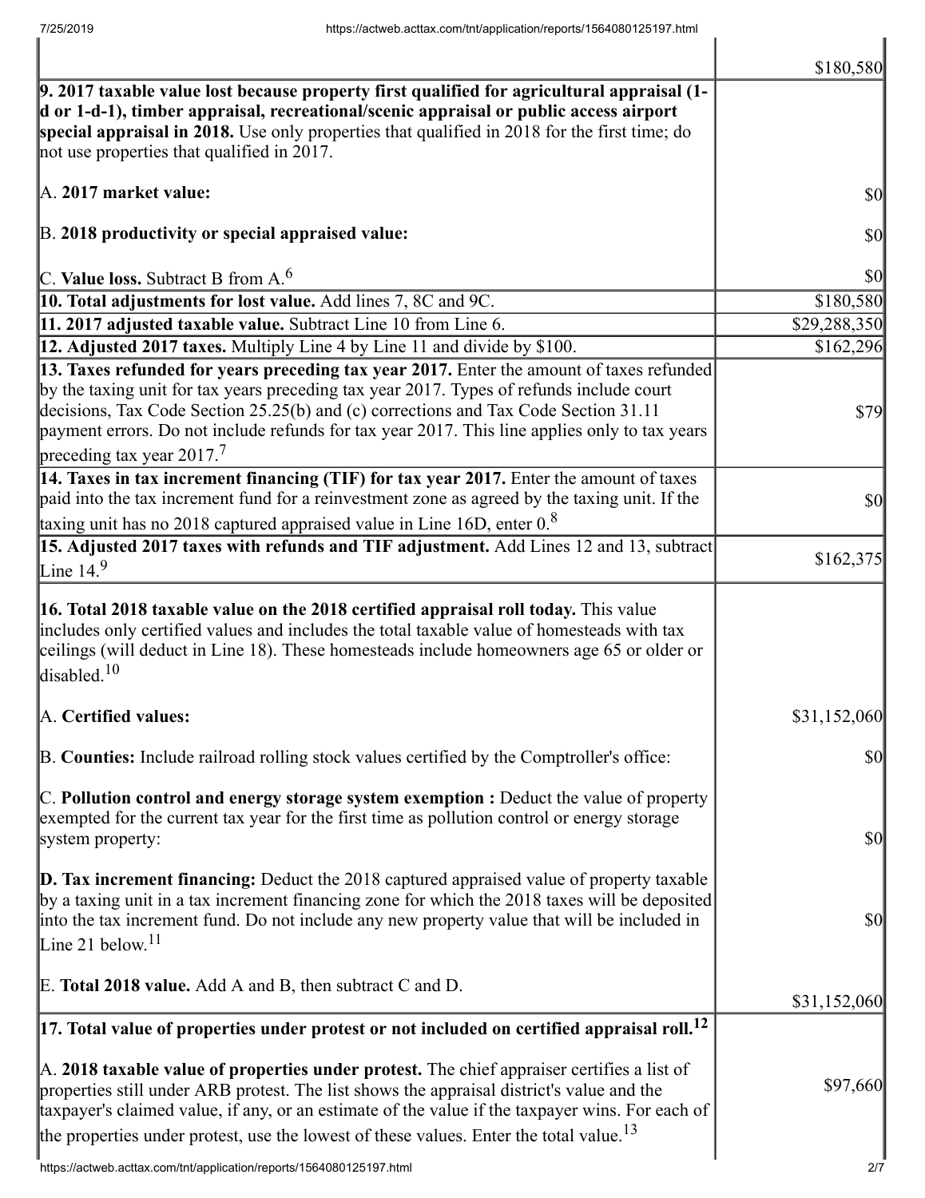| | |
|---|---|
| | $180,580 |
| **9. 2017 taxable value lost because property first qualified for agricultural appraisal (1-d or 1-d-1), timber appraisal, recreational/scenic appraisal or public access airport special appraisal in 2018.** Use only properties that qualified in 2018 for the first time; do not use properties that qualified in 2017.<br><br>A. **2017 market value:**<br><br>B. **2018 productivity or special appraised value:**<br><br>C. **Value loss.** Subtract B from A.[6] | <br><br><br><br>$0<br><br>$0<br><br>$0 |
| **10. Total adjustments for lost value.** Add lines 7, 8C and 9C. | $180,580 |
| **11. 2017 adjusted taxable value.** Subtract Line 10 from Line 6. | $29,288,350 |
| **12. Adjusted 2017 taxes.** Multiply Line 4 by Line 11 and divide by $100. | $162,296 |
| **13. Taxes refunded for years preceding tax year 2017.** Enter the amount of taxes refunded by the taxing unit for tax years preceding tax year 2017. Types of refunds include court decisions, Tax Code Section 25.25(b) and (c) corrections and Tax Code Section 31.11 payment errors. Do not include refunds for tax year 2017. This line applies only to tax years preceding tax year 2017.[7] | $79 |
| **14. Taxes in tax increment financing (TIF) for tax year 2017.** Enter the amount of taxes paid into the tax increment fund for a reinvestment zone as agreed by the taxing unit. If the taxing unit has no 2018 captured appraised value in Line 16D, enter 0.[8] | $0 |
| **15. Adjusted 2017 taxes with refunds and TIF adjustment.** Add Lines 12 and 13, subtract Line 14.[9] | $162,375 |
| **16. Total 2018 taxable value on the 2018 certified appraisal roll today.** This value includes only certified values and includes the total taxable value of homesteads with tax ceilings (will deduct in Line 18). These homesteads include homeowners age 65 or older or disabled.[10]<br><br>A. **Certified values:**<br><br>B. **Counties:** Include railroad rolling stock values certified by the Comptroller's office:<br><br>C. **Pollution control and energy storage system exemption :** Deduct the value of property exempted for the current tax year for the first time as pollution control or energy storage system property:<br><br>D. **Tax increment financing:** Deduct the 2018 captured appraised value of property taxable by a taxing unit in a tax increment financing zone for which the 2018 taxes will be deposited into the tax increment fund. Do not include any new property value that will be included in Line 21 below.[11]<br><br>E. **Total 2018 value.** Add A and B, then subtract C and D. | <br><br><br><br>$31,152,060<br><br>$0<br><br>$0<br><br>$0<br><br>$31,152,060 |
| **17. Total value of properties under protest or not included on certified appraisal roll.**[12]<br><br>A. **2018 taxable value of properties under protest.** The chief appraiser certifies a list of properties still under ARB protest. The list shows the appraisal district's value and the taxpayer's claimed value, if any, or an estimate of the value if the taxpayer wins. For each of the properties under protest, use the lowest of these values. Enter the total value.[13] | <br><br>$97,660 |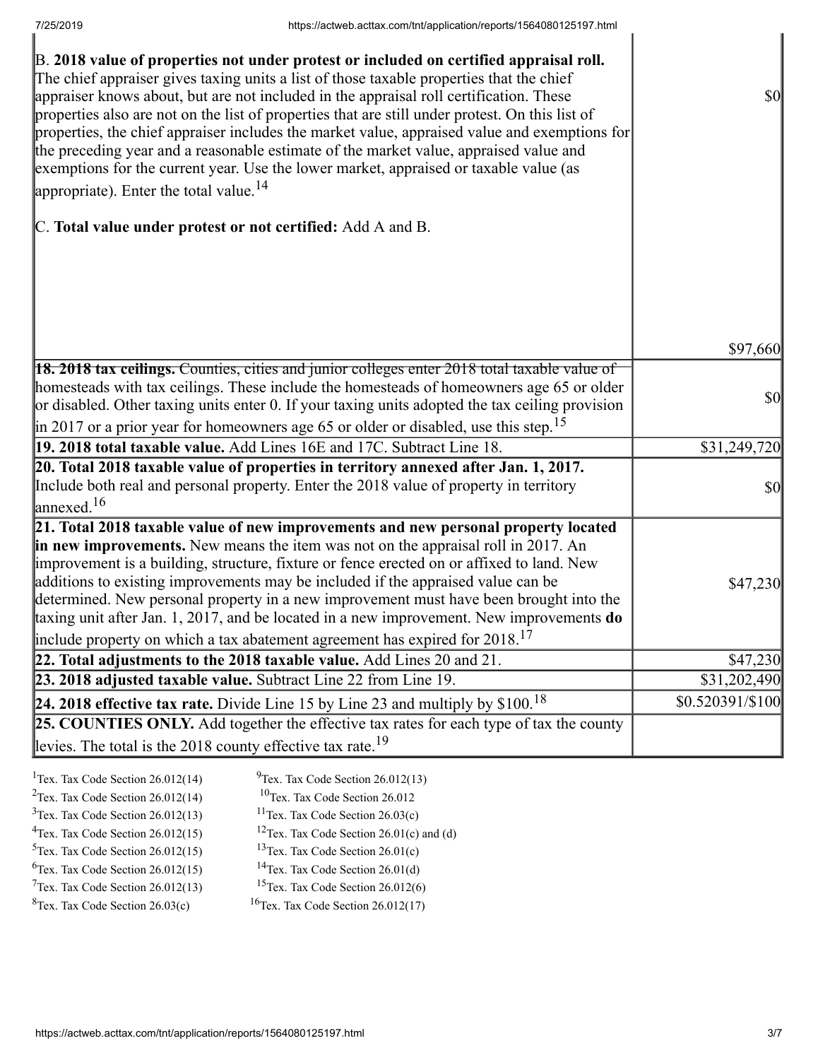| | |
|---|---|
| B. **2018 value of properties not under protest or included on certified appraisal roll.** The chief appraiser gives taxing units a list of those taxable properties that the chief appraiser knows about, but are not included in the appraisal roll certification. These properties also are not on the list of properties that are still under protest. On this list of properties, the chief appraiser includes the market value, appraised value and exemptions for the preceding year and a reasonable estimate of the market value, appraised value and exemptions for the current year. Use the lower market, appraised or taxable value (as appropriate). Enter the total value.[14] | $0 |
| C. **Total value under protest or not certified:** Add A and B. | $97,660 |
| **18. 2018 tax ceilings.** Counties, cities and junior colleges enter 2018 total taxable value of homesteads with tax ceilings. These include the homesteads of homeowners age 65 or older or disabled. Other taxing units enter 0. If your taxing units adopted the tax ceiling provision in 2017 or a prior year for homeowners age 65 or older or disabled, use this step.[15] | $0 |
| **19. 2018 total taxable value.** Add Lines 16E and 17C. Subtract Line 18. | $31,249,720 |
| **20. Total 2018 taxable value of properties in territory annexed after Jan. 1, 2017.** Include both real and personal property. Enter the 2018 value of property in territory annexed.[16] | $0 |
| **21. Total 2018 taxable value of new improvements and new personal property located in new improvements.** New means the item was not on the appraisal roll in 2017. An improvement is a building, structure, fixture or fence erected on or affixed to land. New additions to existing improvements may be included if the appraised value can be determined. New personal property in a new improvement must have been brought into the taxing unit after Jan. 1, 2017, and be located in a new improvement. New improvements **do** include property on which a tax abatement agreement has expired for 2018.[17] | $47,230 |
| **22. Total adjustments to the 2018 taxable value.** Add Lines 20 and 21. | $47,230 |
| **23. 2018 adjusted taxable value.** Subtract Line 22 from Line 19. | $31,202,490 |
| **24. 2018 effective tax rate.** Divide Line 15 by Line 23 and multiply by $100.[18] | $0.520391/$100 |
| **25. COUNTIES ONLY.** Add together the effective tax rates for each type of tax the county levies. The total is the 2018 county effective tax rate.[19] | |

[1] Tex. Tax Code Section 26.012(14)
[2] Tex. Tax Code Section 26.012(14)
[3] Tex. Tax Code Section 26.012(13)
[4] Tex. Tax Code Section 26.012(15)
[5] Tex. Tax Code Section 26.012(15)
[6] Tex. Tax Code Section 26.012(15)
[7] Tex. Tax Code Section 26.012(13)
[8] Tex. Tax Code Section 26.03(c)
[9] Tex. Tax Code Section 26.012(13)
[10] Tex. Tax Code Section 26.012
[11] Tex. Tax Code Section 26.03(c)
[12] Tex. Tax Code Section 26.01(c) and (d)
[13] Tex. Tax Code Section 26.01(c)
[14] Tex. Tax Code Section 26.01(d)
[15] Tex. Tax Code Section 26.012(6)
[16] Tex. Tax Code Section 26.012(17)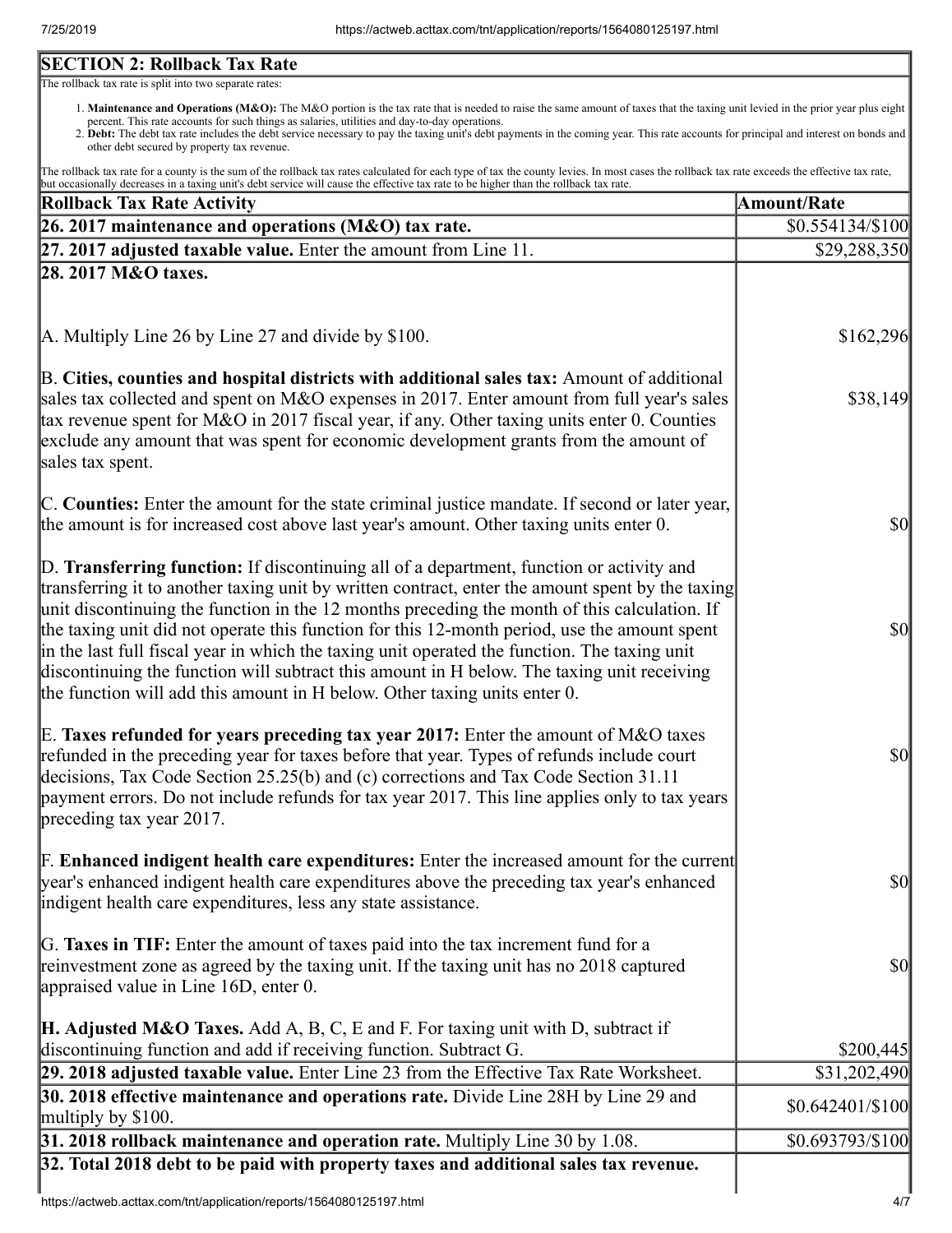## SECTION 2: Rollback Tax Rate

The rollback tax rate is split into two separate rates:

1. **Maintenance and Operations (M&O):** The M&O portion is the tax rate that is needed to raise the same amount of taxes that the taxing unit levied in the prior year plus eight percent. This rate accounts for such things as salaries, utilities and day-to-day operations.
2. **Debt:** The debt tax rate includes the debt service necessary to pay the taxing unit's debt payments in the coming year. This rate accounts for principal and interest on bonds and other debt secured by property tax revenue.

The rollback tax rate for a county is the sum of the rollback tax rates calculated for each type of tax the county levies. In most cases the rollback tax rate exceeds the effective tax rate, but occasionally decreases in a taxing unit's debt service will cause the effective tax rate to be higher than the rollback tax rate.

| Rollback Tax Rate Activity | Amount/Rate |
|---|---|
| **26. 2017 maintenance and operations (M&O) tax rate.** | $0.554134/$100 |
| **27. 2017 adjusted taxable value.** Enter the amount from Line 11. | $29,288,350 |
| **28. 2017 M&O taxes.** | |
| A. Multiply Line 26 by Line 27 and divide by $100. | $162,296 |
| B. **Cities, counties and hospital districts with additional sales tax:** Amount of additional sales tax collected and spent on M&O expenses in 2017. Enter amount from full year's sales tax revenue spent for M&O in 2017 fiscal year, if any. Other taxing units enter 0. Counties exclude any amount that was spent for economic development grants from the amount of sales tax spent. | $38,149 |
| C. **Counties:** Enter the amount for the state criminal justice mandate. If second or later year, the amount is for increased cost above last year's amount. Other taxing units enter 0. | $0 |
| D. **Transferring function:** If discontinuing all of a department, function or activity and transferring it to another taxing unit by written contract, enter the amount spent by the taxing unit discontinuing the function in the 12 months preceding the month of this calculation. If the taxing unit did not operate this function for this 12-month period, use the amount spent in the last full fiscal year in which the taxing unit operated the function. The taxing unit discontinuing the function will subtract this amount in H below. The taxing unit receiving the function will add this amount in H below. Other taxing units enter 0. | $0 |
| E. **Taxes refunded for years preceding tax year 2017:** Enter the amount of M&O taxes refunded in the preceding year for taxes before that year. Types of refunds include court decisions, Tax Code Section 25.25(b) and (c) corrections and Tax Code Section 31.11 payment errors. Do not include refunds for tax year 2017. This line applies only to tax years preceding tax year 2017. | $0 |
| F. **Enhanced indigent health care expenditures:** Enter the increased amount for the current year's enhanced indigent health care expenditures above the preceding tax year's enhanced indigent health care expenditures, less any state assistance. | $0 |
| G. **Taxes in TIF:** Enter the amount of taxes paid into the tax increment fund for a reinvestment zone as agreed by the taxing unit. If the taxing unit has no 2018 captured appraised value in Line 16D, enter 0. | $0 |
| **H. Adjusted M&O Taxes.** Add A, B, C, E and F. For taxing unit with D, subtract if discontinuing function and add if receiving function. Subtract G. | $200,445 |
| **29. 2018 adjusted taxable value.** Enter Line 23 from the Effective Tax Rate Worksheet. | $31,202,490 |
| **30. 2018 effective maintenance and operations rate.** Divide Line 28H by Line 29 and multiply by $100. | $0.642401/$100 |
| **31. 2018 rollback maintenance and operation rate.** Multiply Line 30 by 1.08. | $0.693793/$100 |
| **32. Total 2018 debt to be paid with property taxes and additional sales tax revenue.** | |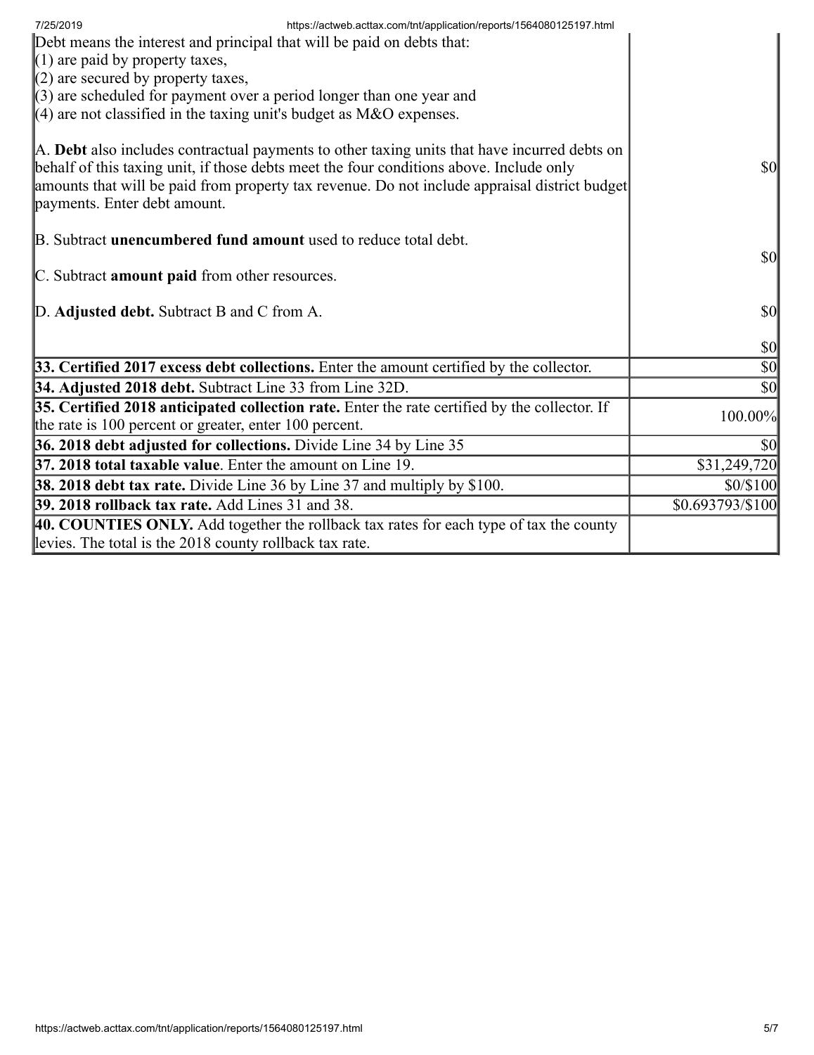| | |
|---|---|
| Debt means the interest and principal that will be paid on debts that:<br>(1) are paid by property taxes,<br>(2) are secured by property taxes,<br>(3) are scheduled for payment over a period longer than one year and<br>(4) are not classified in the taxing unit's budget as M&O expenses.<br><br>A. **Debt** also includes contractual payments to other taxing units that have incurred debts on behalf of this taxing unit, if those debts meet the four conditions above. Include only amounts that will be paid from property tax revenue. Do not include appraisal district budget payments. Enter debt amount.<br><br>B. Subtract **unencumbered fund amount** used to reduce total debt.<br><br>C. Subtract **amount paid** from other resources.<br><br>D. **Adjusted debt.** Subtract B and C from A. | $0<br><br>$0<br><br>$0<br><br>$0 |
| **33. Certified 2017 excess debt collections.** Enter the amount certified by the collector. | $0 |
| **34. Adjusted 2018 debt.** Subtract Line 33 from Line 32D. | $0 |
| **35. Certified 2018 anticipated collection rate.** Enter the rate certified by the collector. If the rate is 100 percent or greater, enter 100 percent. | 100.00% |
| **36. 2018 debt adjusted for collections.** Divide Line 34 by Line 35 | $0 |
| **37. 2018 total taxable value**. Enter the amount on Line 19. | $31,249,720 |
| **38. 2018 debt tax rate.** Divide Line 36 by Line 37 and multiply by $100. | $0/$100 |
| **39. 2018 rollback tax rate.** Add Lines 31 and 38. | $0.693793/$100 |
| **40. COUNTIES ONLY.** Add together the rollback tax rates for each type of tax the county levies. The total is the 2018 county rollback tax rate. | |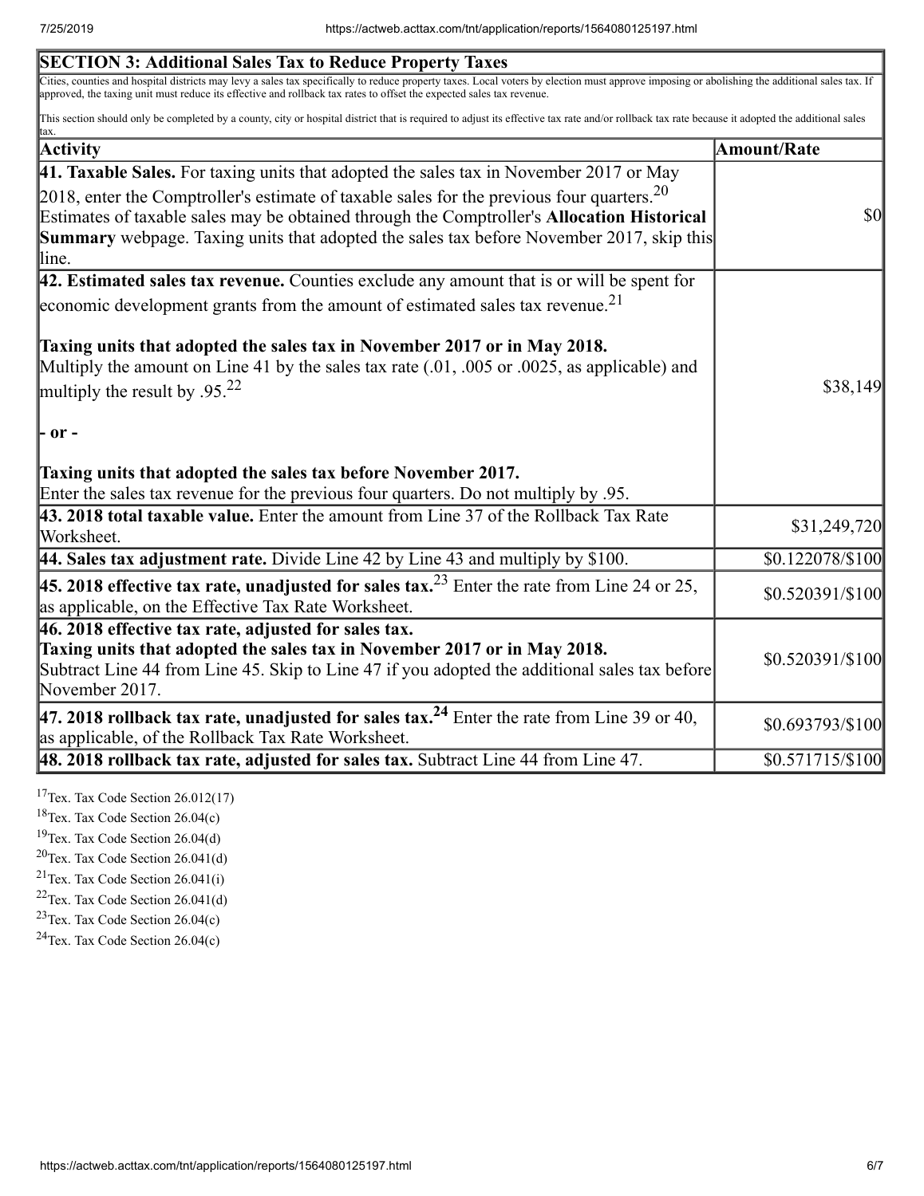| SECTION 3: Additional Sales Tax to Reduce Property Taxes | |
|---|---|
| Cities, counties and hospital districts may levy a sales tax specifically to reduce property taxes. Local voters by election must approve imposing or abolishing the additional sales tax. If approved, the taxing unit must reduce its effective and rollback tax rates to offset the expected sales tax revenue.<br><br>This section should only be completed by a county, city or hospital district that is required to adjust its effective tax rate and/or rollback tax rate because it adopted the additional sales tax. | |
| **Activity** | **Amount/Rate** |
| **41. Taxable Sales.** For taxing units that adopted the sales tax in November 2017 or May 2018, enter the Comptroller's estimate of taxable sales for the previous four quarters.[20] Estimates of taxable sales may be obtained through the Comptroller's **Allocation Historical Summary** webpage. Taxing units that adopted the sales tax before November 2017, skip this line. | $0 |
| **42. Estimated sales tax revenue.** Counties exclude any amount that is or will be spent for economic development grants from the amount of estimated sales tax revenue.[21]<br><br>**Taxing units that adopted the sales tax in November 2017 or in May 2018.** Multiply the amount on Line 41 by the sales tax rate (.01, .005 or .0025, as applicable) and multiply the result by .95.[22]<br><br>**- or -**<br><br>**Taxing units that adopted the sales tax before November 2017.** Enter the sales tax revenue for the previous four quarters. Do not multiply by .95. | $38,149 |
| **43. 2018 total taxable value.** Enter the amount from Line 37 of the Rollback Tax Rate Worksheet. | $31,249,720 |
| **44. Sales tax adjustment rate.** Divide Line 42 by Line 43 and multiply by $100. | $0.122078/$100 |
| **45. 2018 effective tax rate, unadjusted for sales tax.**[23] Enter the rate from Line 24 or 25, as applicable, on the Effective Tax Rate Worksheet. | $0.520391/$100 |
| **46. 2018 effective tax rate, adjusted for sales tax.**<br>**Taxing units that adopted the sales tax in November 2017 or in May 2018.** Subtract Line 44 from Line 45. Skip to Line 47 if you adopted the additional sales tax before November 2017. | $0.520391/$100 |
| **47. 2018 rollback tax rate, unadjusted for sales tax.**[24] Enter the rate from Line 39 or 40, as applicable, of the Rollback Tax Rate Worksheet. | $0.693793/$100 |
| **48. 2018 rollback tax rate, adjusted for sales tax.** Subtract Line 44 from Line 47. | $0.571715/$100 |

[17] Tex. Tax Code Section 26.012(17)

[18] Tex. Tax Code Section 26.04(c)

[19] Tex. Tax Code Section 26.04(d)

[20] Tex. Tax Code Section 26.041(d)

[21] Tex. Tax Code Section 26.041(i)

[22] Tex. Tax Code Section 26.041(d)

[23] Tex. Tax Code Section 26.04(c)

[24] Tex. Tax Code Section 26.04(c)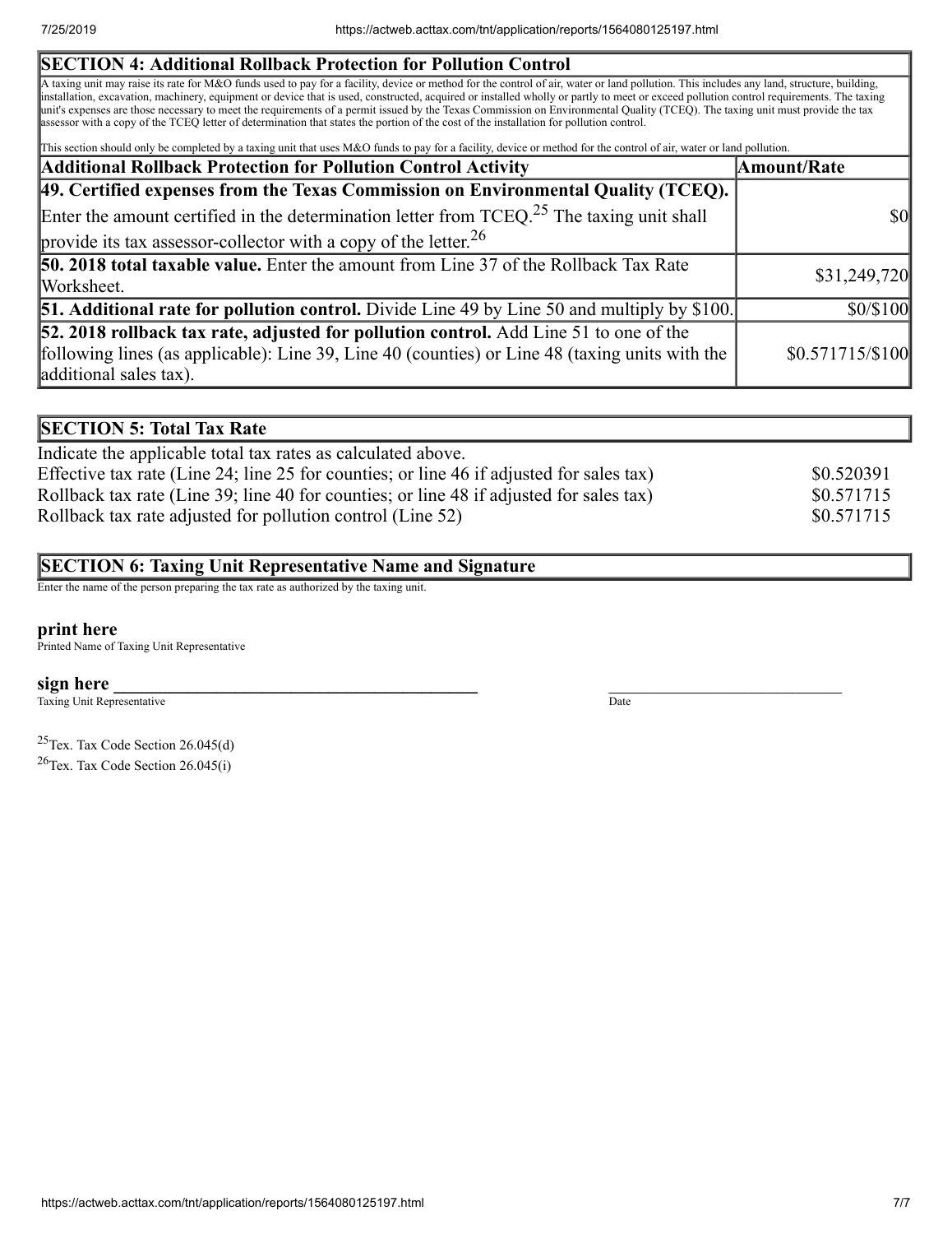## SECTION 4: Additional Rollback Protection for Pollution Control

A taxing unit may raise its rate for M&O funds used to pay for a facility, device or method for the control of air, water or land pollution. This includes any land, structure, building, installation, excavation, machinery, equipment or device that is used, constructed, acquired or installed wholly or partly to meet or exceed pollution control requirements. The taxing unit's expenses are those necessary to meet the requirements of a permit issued by the Texas Commission on Environmental Quality (TCEQ). The taxing unit must provide the tax assessor with a copy of the TCEQ letter of determination that states the portion of the cost of the installation for pollution control.

This section should only be completed by a taxing unit that uses M&O funds to pay for a facility, device or method for the control of air, water or land pollution.

| Additional Rollback Protection for Pollution Control Activity | Amount/Rate |
| --- | --- |
| **49. Certified expenses from the Texas Commission on Environmental Quality (TCEQ).** Enter the amount certified in the determination letter from TCEQ.[25] The taxing unit shall provide its tax assessor-collector with a copy of the letter.[26] | $0 |
| **50. 2018 total taxable value.** Enter the amount from Line 37 of the Rollback Tax Rate Worksheet. | $31,249,720 |
| **51. Additional rate for pollution control.** Divide Line 49 by Line 50 and multiply by $100. | $0/$100 |
| **52. 2018 rollback tax rate, adjusted for pollution control.** Add Line 51 to one of the following lines (as applicable): Line 39, Line 40 (counties) or Line 48 (taxing units with the additional sales tax). | $0.571715/$100 |

## SECTION 5: Total Tax Rate

Indicate the applicable total tax rates as calculated above.

| | |
| --- | --- |
| Effective tax rate (Line 24; line 25 for counties; or line 46 if adjusted for sales tax) | $0.520391 |
| Rollback tax rate (Line 39; line 40 for counties; or line 48 if adjusted for sales tax) | $0.571715 |
| Rollback tax rate adjusted for pollution control (Line 52) | $0.571715 |

## SECTION 6: Taxing Unit Representative Name and Signature

Enter the name of the person preparing the tax rate as authorized by the taxing unit.

**print here**
Printed Name of Taxing Unit Representative

**sign here** ________________________________________ ____________________________
Taxing Unit Representative Date

[25] Tex. Tax Code Section 26.045(d)
[26] Tex. Tax Code Section 26.045(i)